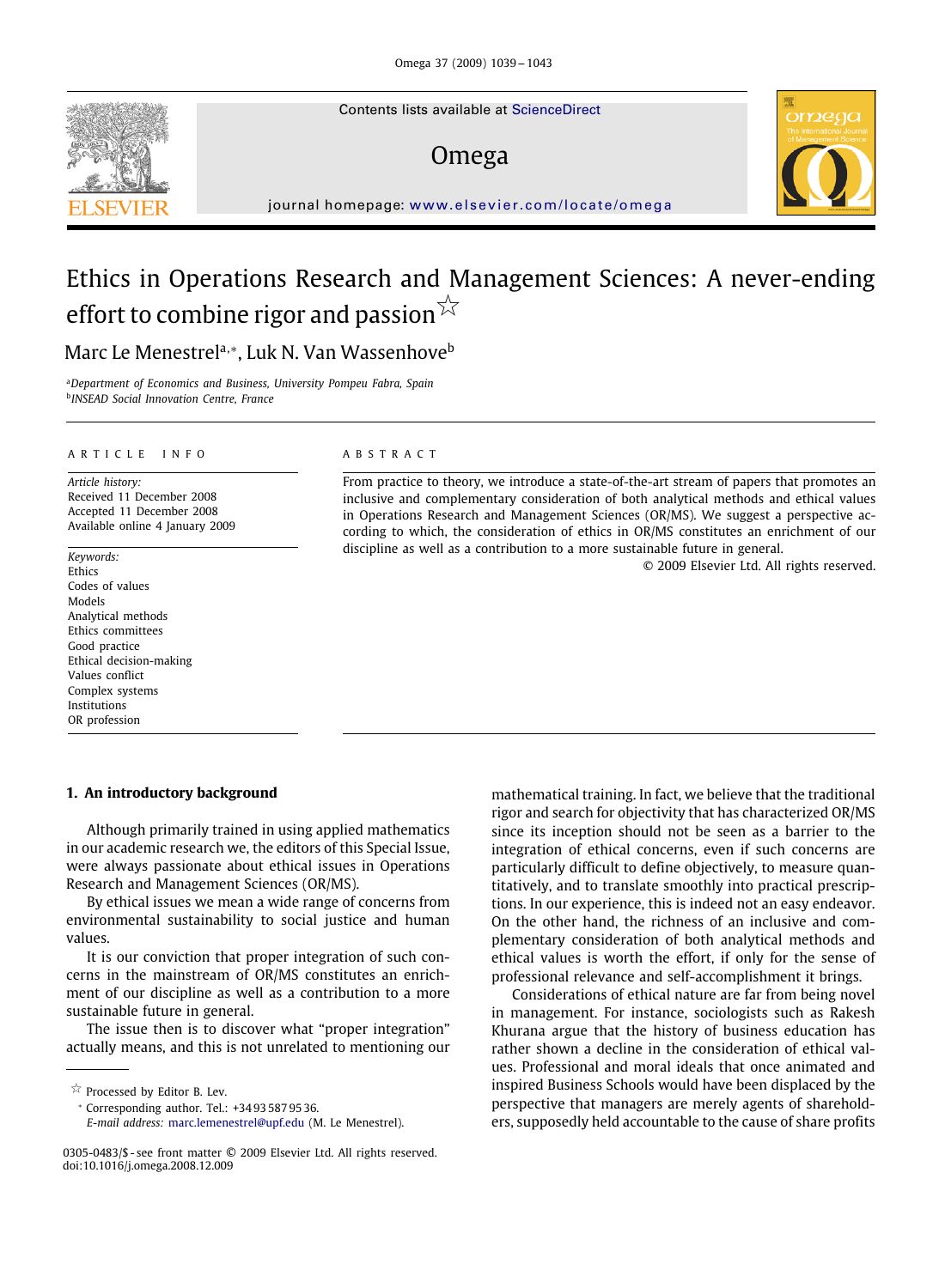# Ethics in Operations Research and Management Sciences: A never-ending effort to combine rigor and passion ☆

Marc Le Menestrel[a,*], Luk N. Van Wassenhove[b]

[a] Department of Economics and Business, University Pompeu Fabra, Spain
[b] INSEAD Social Innovation Centre, France

ARTICLE INFO

*Article history:*
Received 11 December 2008
Accepted 11 December 2008
Available online 4 January 2009

*Keywords:*
Ethics
Codes of values
Models
Analytical methods
Ethics committees
Good practice
Ethical decision-making
Values conflict
Complex systems
Institutions
OR profession

ABSTRACT

From practice to theory, we introduce a state-of-the-art stream of papers that promotes an inclusive and complementary consideration of both analytical methods and ethical values in Operations Research and Management Sciences (OR/MS). We suggest a perspective according to which, the consideration of ethics in OR/MS constitutes an enrichment of our discipline as well as a contribution to a more sustainable future in general.

© 2009 Elsevier Ltd. All rights reserved.

## 1. An introductory background

Although primarily trained in using applied mathematics in our academic research we, the editors of this Special Issue, were always passionate about ethical issues in Operations Research and Management Sciences (OR/MS).

By ethical issues we mean a wide range of concerns from environmental sustainability to social justice and human values.

It is our conviction that proper integration of such concerns in the mainstream of OR/MS constitutes an enrichment of our discipline as well as a contribution to a more sustainable future in general.

The issue then is to discover what "proper integration" actually means, and this is not unrelated to mentioning our mathematical training. In fact, we believe that the traditional rigor and search for objectivity that has characterized OR/MS since its inception should not be seen as a barrier to the integration of ethical concerns, even if such concerns are particularly difficult to define objectively, to measure quantitatively, and to translate smoothly into practical prescriptions. In our experience, this is indeed not an easy endeavor. On the other hand, the richness of an inclusive and complementary consideration of both analytical methods and ethical values is worth the effort, if only for the sense of professional relevance and self-accomplishment it brings.

Considerations of ethical nature are far from being novel in management. For instance, sociologists such as Rakesh Khurana argue that the history of business education has rather shown a decline in the consideration of ethical values. Professional and moral ideals that once animated and inspired Business Schools would have been displaced by the perspective that managers are merely agents of shareholders, supposedly held accountable to the cause of share profits

☆ Processed by Editor B. Lev.
\* Corresponding author. Tel.: +34 93 587 95 36.
*E-mail address:* marc.lemenestrel@upf.edu (M. Le Menestrel).

0305-0483/$ - see front matter © 2009 Elsevier Ltd. All rights reserved.
doi:10.1016/j.omega.2008.12.009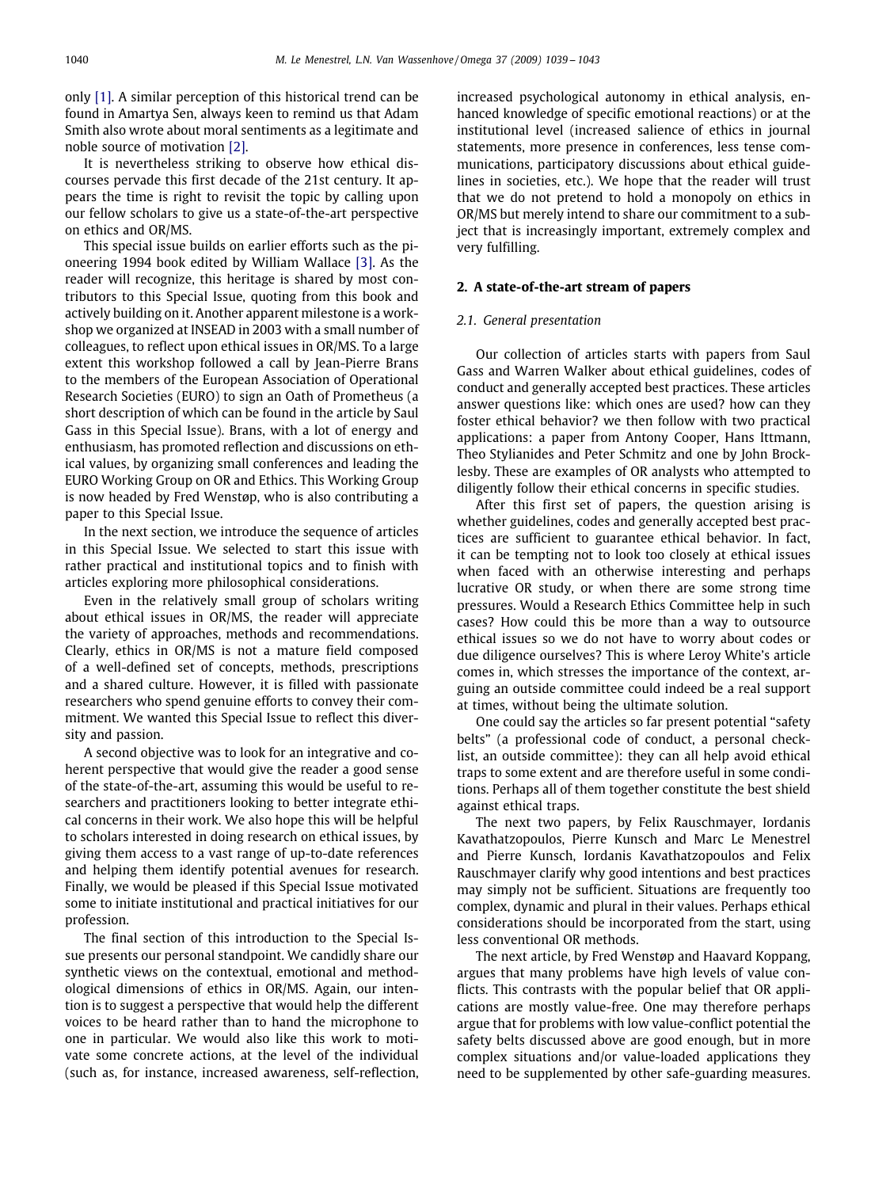only [1]. A similar perception of this historical trend can be found in Amartya Sen, always keen to remind us that Adam Smith also wrote about moral sentiments as a legitimate and noble source of motivation [2].

It is nevertheless striking to observe how ethical discourses pervade this first decade of the 21st century. It appears the time is right to revisit the topic by calling upon our fellow scholars to give us a state-of-the-art perspective on ethics and OR/MS.

This special issue builds on earlier efforts such as the pioneering 1994 book edited by William Wallace [3]. As the reader will recognize, this heritage is shared by most contributors to this Special Issue, quoting from this book and actively building on it. Another apparent milestone is a workshop we organized at INSEAD in 2003 with a small number of colleagues, to reflect upon ethical issues in OR/MS. To a large extent this workshop followed a call by Jean-Pierre Brans to the members of the European Association of Operational Research Societies (EURO) to sign an Oath of Prometheus (a short description of which can be found in the article by Saul Gass in this Special Issue). Brans, with a lot of energy and enthusiasm, has promoted reflection and discussions on ethical values, by organizing small conferences and leading the EURO Working Group on OR and Ethics. This Working Group is now headed by Fred Wenstøp, who is also contributing a paper to this Special Issue.

In the next section, we introduce the sequence of articles in this Special Issue. We selected to start this issue with rather practical and institutional topics and to finish with articles exploring more philosophical considerations.

Even in the relatively small group of scholars writing about ethical issues in OR/MS, the reader will appreciate the variety of approaches, methods and recommendations. Clearly, ethics in OR/MS is not a mature field composed of a well-defined set of concepts, methods, prescriptions and a shared culture. However, it is filled with passionate researchers who spend genuine efforts to convey their commitment. We wanted this Special Issue to reflect this diversity and passion.

A second objective was to look for an integrative and coherent perspective that would give the reader a good sense of the state-of-the-art, assuming this would be useful to researchers and practitioners looking to better integrate ethical concerns in their work. We also hope this will be helpful to scholars interested in doing research on ethical issues, by giving them access to a vast range of up-to-date references and helping them identify potential avenues for research. Finally, we would be pleased if this Special Issue motivated some to initiate institutional and practical initiatives for our profession.

The final section of this introduction to the Special Issue presents our personal standpoint. We candidly share our synthetic views on the contextual, emotional and methodological dimensions of ethics in OR/MS. Again, our intention is to suggest a perspective that would help the different voices to be heard rather than to hand the microphone to one in particular. We would also like this work to motivate some concrete actions, at the level of the individual (such as, for instance, increased awareness, self-reflection, increased psychological autonomy in ethical analysis, enhanced knowledge of specific emotional reactions) or at the institutional level (increased salience of ethics in journal statements, more presence in conferences, less tense communications, participatory discussions about ethical guidelines in societies, etc.). We hope that the reader will trust that we do not pretend to hold a monopoly on ethics in OR/MS but merely intend to share our commitment to a subject that is increasingly important, extremely complex and very fulfilling.

## 2. A state-of-the-art stream of papers

### 2.1. General presentation

Our collection of articles starts with papers from Saul Gass and Warren Walker about ethical guidelines, codes of conduct and generally accepted best practices. These articles answer questions like: which ones are used? how can they foster ethical behavior? we then follow with two practical applications: a paper from Antony Cooper, Hans Ittmann, Theo Stylianides and Peter Schmitz and one by John Brocklesby. These are examples of OR analysts who attempted to diligently follow their ethical concerns in specific studies.

After this first set of papers, the question arising is whether guidelines, codes and generally accepted best practices are sufficient to guarantee ethical behavior. In fact, it can be tempting not to look too closely at ethical issues when faced with an otherwise interesting and perhaps lucrative OR study, or when there are some strong time pressures. Would a Research Ethics Committee help in such cases? How could this be more than a way to outsource ethical issues so we do not have to worry about codes or due diligence ourselves? This is where Leroy White's article comes in, which stresses the importance of the context, arguing that an outside committee could indeed be a real support at times, without being the ultimate solution.

One could say the articles so far present potential "safety belts" (a professional code of conduct, a personal checklist, an outside committee): they can all help avoid ethical traps to some extent and are therefore useful in some conditions. Perhaps all of them together constitute the best shield against ethical traps.

The next two papers, by Felix Rauschmayer, Iordanis Kavathatzopoulos, Pierre Kunsch and Marc Le Menestrel and Pierre Kunsch, Iordanis Kavathatzopoulos and Felix Rauschmayer clarify why good intentions and best practices may simply not be sufficient. Situations are frequently too complex, dynamic and plural in their values. Perhaps ethical considerations should be incorporated from the start, using less conventional OR methods.

The next article, by Fred Wenstøp and Haavard Koppang, argues that many problems have high levels of value conflicts. This contrasts with the popular belief that OR applications are mostly value-free. One may therefore perhaps argue that for problems with low value-conflict potential the safety belts discussed above are good enough, but in more complex situations and/or value-loaded applications they need to be supplemented by other safe-guarding measures.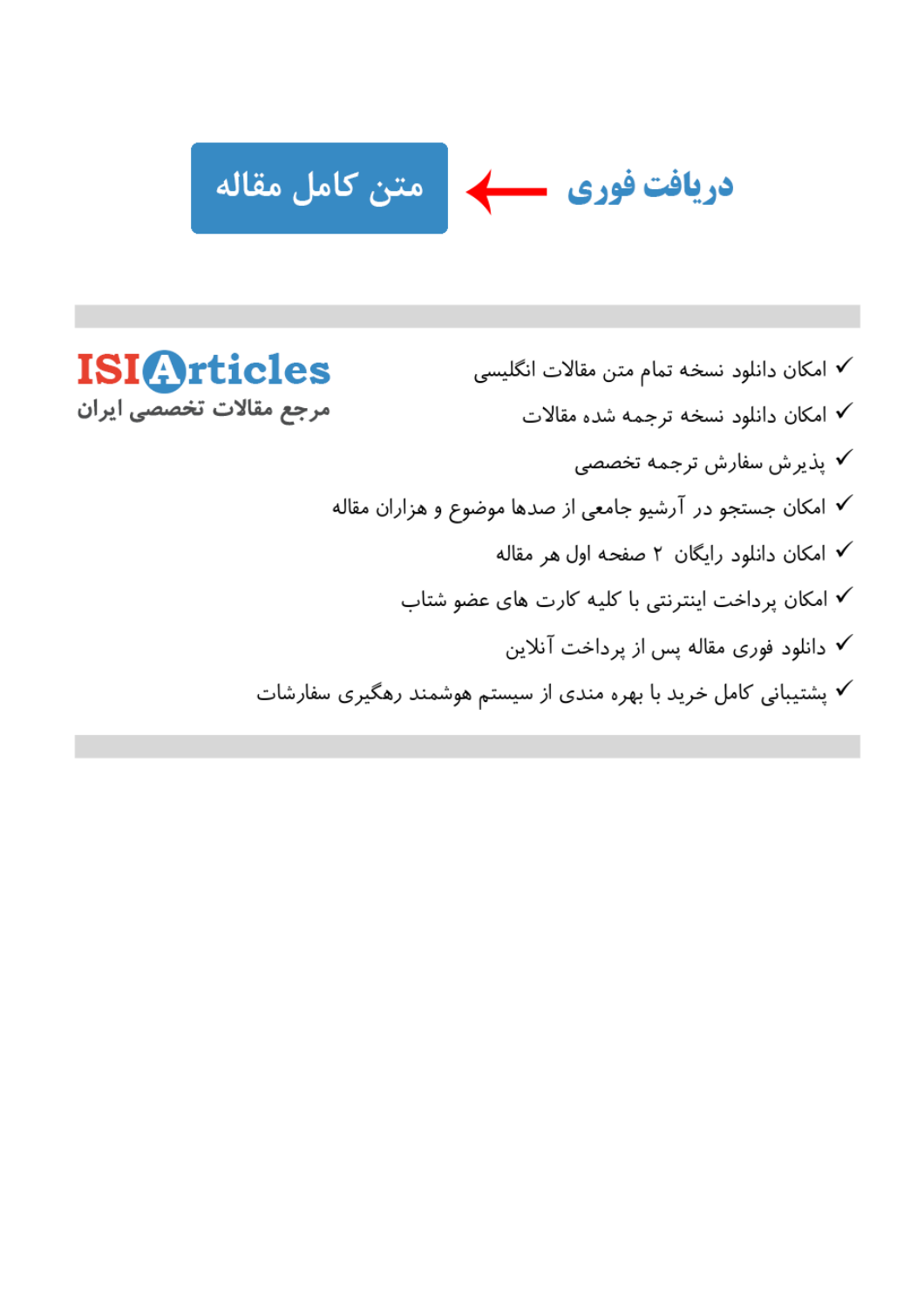دریافت فوری ← **متن کامل مقاله**

**ISIArticles**
مرجع مقالات تخصصی ایران

- ✓ امکان دانلود نسخه تمام متن مقالات انگلیسی
- ✓ امکان دانلود نسخه ترجمه شده مقالات
- ✓ پذیرش سفارش ترجمه تخصصی
- ✓ امکان جستجو در آرشیو جامعی از صدها موضوع و هزاران مقاله
- ✓ امکان دانلود رایگان ۲ صفحه اول هر مقاله
- ✓ امکان پرداخت اینترنتی با کلیه کارت های عضو شتاب
- ✓ دانلود فوری مقاله پس از پرداخت آنلاین
- ✓ پشتیبانی کامل خرید با بهره مندی از سیستم هوشمند رهگیری سفارشات